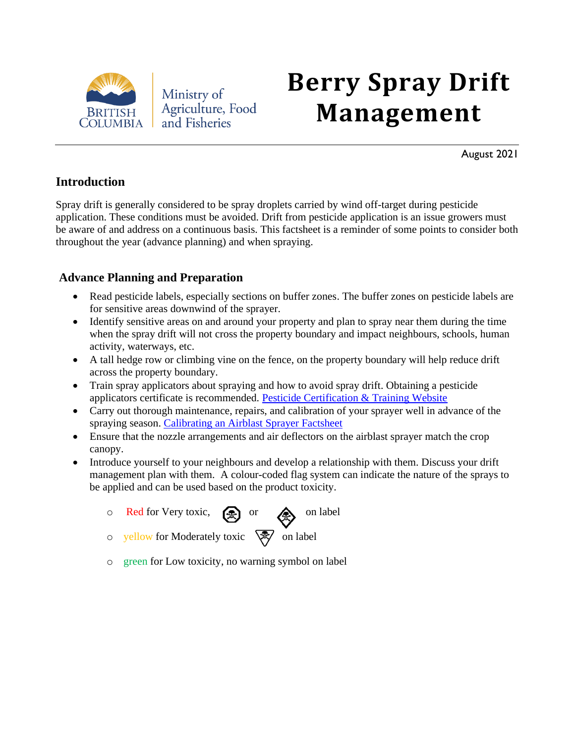British Columbia
Ministry of Agriculture, Food and Fisheries

# Berry Spray Drift Management

August 2021

## Introduction

Spray drift is generally considered to be spray droplets carried by wind off-target during pesticide application. These conditions must be avoided. Drift from pesticide application is an issue growers must be aware of and address on a continuous basis. This factsheet is a reminder of some points to consider both throughout the year (advance planning) and when spraying.

## Advance Planning and Preparation

- Read pesticide labels, especially sections on buffer zones. The buffer zones on pesticide labels are for sensitive areas downwind of the sprayer.
- Identify sensitive areas on and around your property and plan to spray near them during the time when the spray drift will not cross the property boundary and impact neighbours, schools, human activity, waterways, etc.
- A tall hedge row or climbing vine on the fence, on the property boundary will help reduce drift across the property boundary.
- Train spray applicators about spraying and how to avoid spray drift. Obtaining a pesticide applicators certificate is recommended. [Pesticide Certification & Training Website]
- Carry out thorough maintenance, repairs, and calibration of your sprayer well in advance of the spraying season. [Calibrating an Airblast Sprayer Factsheet]
- Ensure that the nozzle arrangements and air deflectors on the airblast sprayer match the crop canopy.
- Introduce yourself to your neighbours and develop a relationship with them. Discuss your drift management plan with them. A colour-coded flag system can indicate the nature of the sprays to be applied and can be used based on the product toxicity.
  - Red for Very toxic, ☠ or ☠ on label
  - yellow for Moderately toxic ☠ on label
  - green for Low toxicity, no warning symbol on label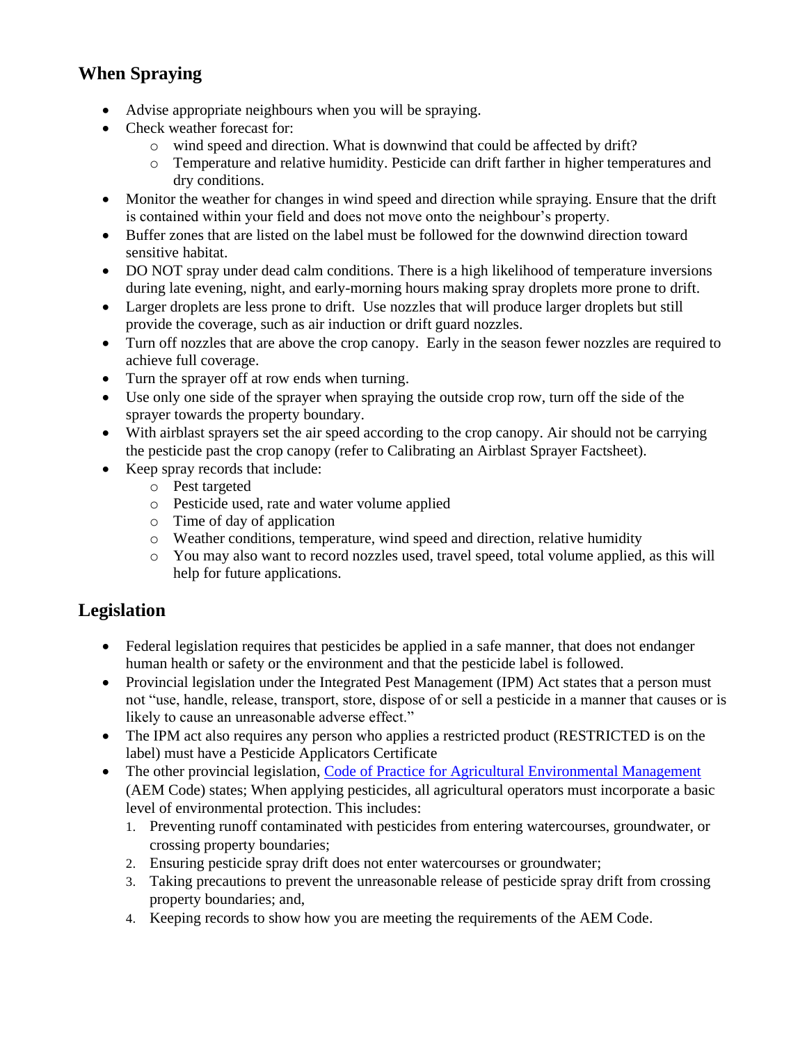## When Spraying

- Advise appropriate neighbours when you will be spraying.
- Check weather forecast for:
  - wind speed and direction. What is downwind that could be affected by drift?
  - Temperature and relative humidity. Pesticide can drift farther in higher temperatures and dry conditions.
- Monitor the weather for changes in wind speed and direction while spraying. Ensure that the drift is contained within your field and does not move onto the neighbour's property.
- Buffer zones that are listed on the label must be followed for the downwind direction toward sensitive habitat.
- DO NOT spray under dead calm conditions. There is a high likelihood of temperature inversions during late evening, night, and early-morning hours making spray droplets more prone to drift.
- Larger droplets are less prone to drift. Use nozzles that will produce larger droplets but still provide the coverage, such as air induction or drift guard nozzles.
- Turn off nozzles that are above the crop canopy. Early in the season fewer nozzles are required to achieve full coverage.
- Turn the sprayer off at row ends when turning.
- Use only one side of the sprayer when spraying the outside crop row, turn off the side of the sprayer towards the property boundary.
- With airblast sprayers set the air speed according to the crop canopy. Air should not be carrying the pesticide past the crop canopy (refer to Calibrating an Airblast Sprayer Factsheet).
- Keep spray records that include:
  - Pest targeted
  - Pesticide used, rate and water volume applied
  - Time of day of application
  - Weather conditions, temperature, wind speed and direction, relative humidity
  - You may also want to record nozzles used, travel speed, total volume applied, as this will help for future applications.

## Legislation

- Federal legislation requires that pesticides be applied in a safe manner, that does not endanger human health or safety or the environment and that the pesticide label is followed.
- Provincial legislation under the Integrated Pest Management (IPM) Act states that a person must not "use, handle, release, transport, store, dispose of or sell a pesticide in a manner that causes or is likely to cause an unreasonable adverse effect."
- The IPM act also requires any person who applies a restricted product (RESTRICTED is on the label) must have a Pesticide Applicators Certificate
- The other provincial legislation, [Code of Practice for Agricultural Environmental Management]() (AEM Code) states; When applying pesticides, all agricultural operators must incorporate a basic level of environmental protection. This includes:
  1. Preventing runoff contaminated with pesticides from entering watercourses, groundwater, or crossing property boundaries;
  2. Ensuring pesticide spray drift does not enter watercourses or groundwater;
  3. Taking precautions to prevent the unreasonable release of pesticide spray drift from crossing property boundaries; and,
  4. Keeping records to show how you are meeting the requirements of the AEM Code.